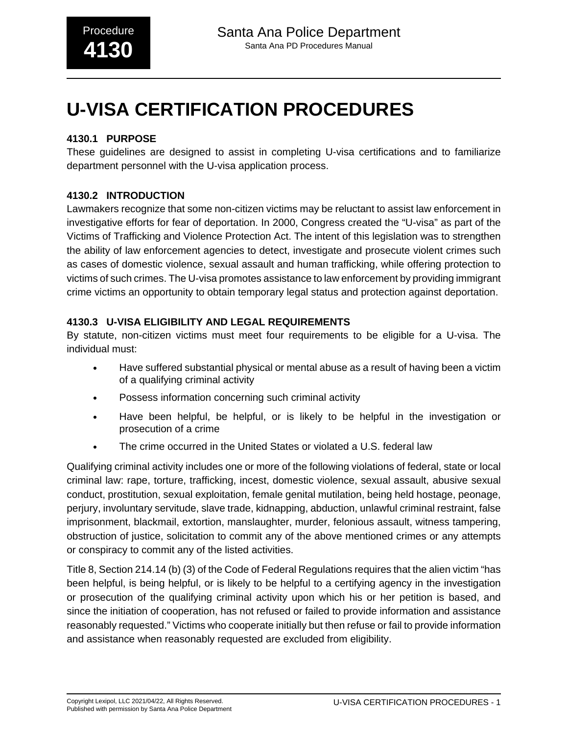# U-VISA CERTIFICATION PROCEDURES

### 4130.1 PURPOSE

These guidelines are designed to assist in completing U-visa certifications and to familiarize department personnel with the U-visa application process.

### 4130.2 INTRODUCTION

Lawmakers recognize that some non-citizen victims may be reluctant to assist law enforcement in investigative efforts for fear of deportation. In 2000, Congress created the "U-visa" as part of the Victims of Trafficking and Violence Protection Act. The intent of this legislation was to strengthen the ability of law enforcement agencies to detect, investigate and prosecute violent crimes such as cases of domestic violence, sexual assault and human trafficking, while offering protection to victims of such crimes. The U-visa promotes assistance to law enforcement by providing immigrant crime victims an opportunity to obtain temporary legal status and protection against deportation.

### 4130.3 U-VISA ELIGIBILITY AND LEGAL REQUIREMENTS

By statute, non-citizen victims must meet four requirements to be eligible for a U-visa. The individual must:

- Have suffered substantial physical or mental abuse as a result of having been a victim of a qualifying criminal activity
- Possess information concerning such criminal activity
- Have been helpful, be helpful, or is likely to be helpful in the investigation or prosecution of a crime
- The crime occurred in the United States or violated a U.S. federal law

Qualifying criminal activity includes one or more of the following violations of federal, state or local criminal law: rape, torture, trafficking, incest, domestic violence, sexual assault, abusive sexual conduct, prostitution, sexual exploitation, female genital mutilation, being held hostage, peonage, perjury, involuntary servitude, slave trade, kidnapping, abduction, unlawful criminal restraint, false imprisonment, blackmail, extortion, manslaughter, murder, felonious assault, witness tampering, obstruction of justice, solicitation to commit any of the above mentioned crimes or any attempts or conspiracy to commit any of the listed activities.

Title 8, Section 214.14 (b) (3) of the Code of Federal Regulations requires that the alien victim "has been helpful, is being helpful, or is likely to be helpful to a certifying agency in the investigation or prosecution of the qualifying criminal activity upon which his or her petition is based, and since the initiation of cooperation, has not refused or failed to provide information and assistance reasonably requested." Victims who cooperate initially but then refuse or fail to provide information and assistance when reasonably requested are excluded from eligibility.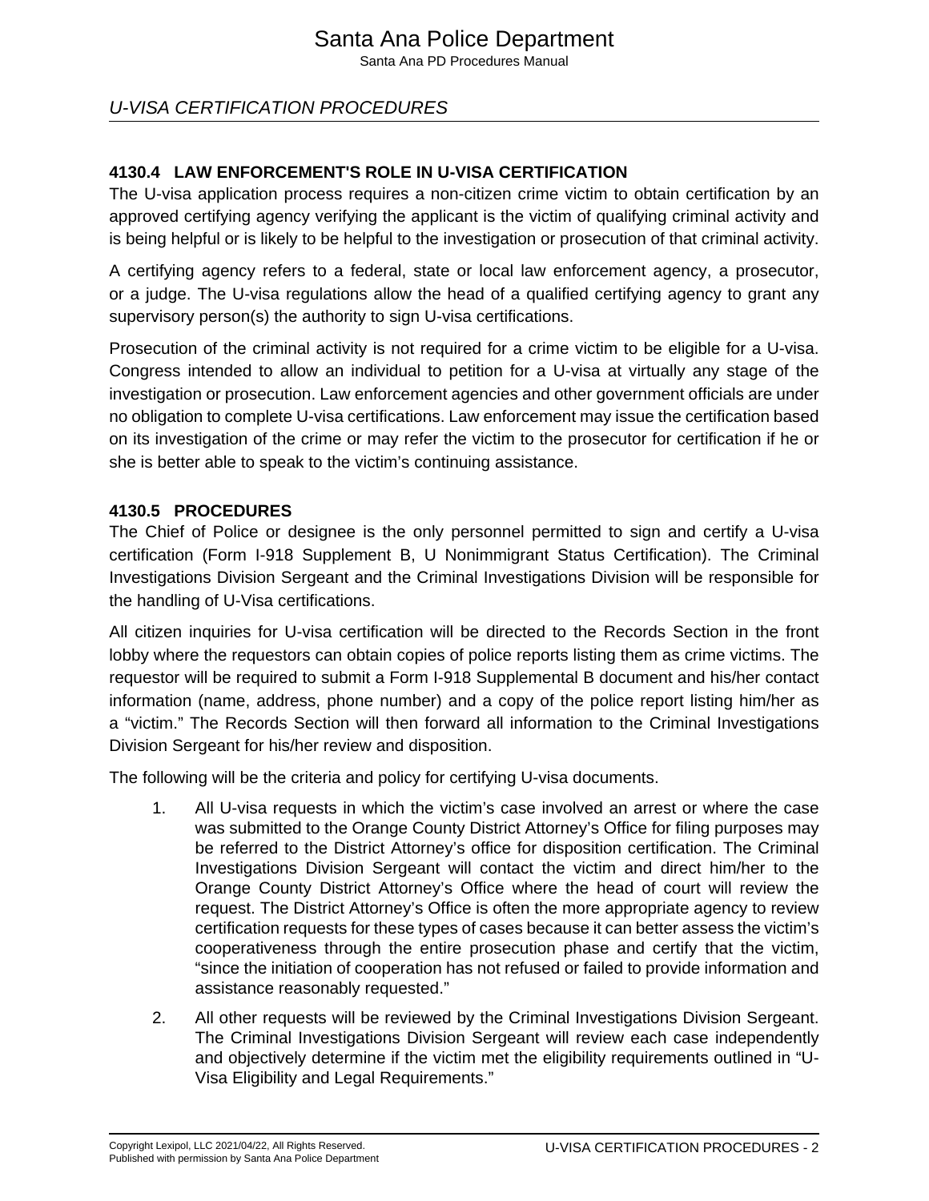## 4130.4 LAW ENFORCEMENT'S ROLE IN U-VISA CERTIFICATION

The U-visa application process requires a non-citizen crime victim to obtain certification by an approved certifying agency verifying the applicant is the victim of qualifying criminal activity and is being helpful or is likely to be helpful to the investigation or prosecution of that criminal activity.

A certifying agency refers to a federal, state or local law enforcement agency, a prosecutor, or a judge. The U-visa regulations allow the head of a qualified certifying agency to grant any supervisory person(s) the authority to sign U-visa certifications.

Prosecution of the criminal activity is not required for a crime victim to be eligible for a U-visa. Congress intended to allow an individual to petition for a U-visa at virtually any stage of the investigation or prosecution. Law enforcement agencies and other government officials are under no obligation to complete U-visa certifications. Law enforcement may issue the certification based on its investigation of the crime or may refer the victim to the prosecutor for certification if he or she is better able to speak to the victim's continuing assistance.

## 4130.5 PROCEDURES

The Chief of Police or designee is the only personnel permitted to sign and certify a U-visa certification (Form I-918 Supplement B, U Nonimmigrant Status Certification). The Criminal Investigations Division Sergeant and the Criminal Investigations Division will be responsible for the handling of U-Visa certifications.

All citizen inquiries for U-visa certification will be directed to the Records Section in the front lobby where the requestors can obtain copies of police reports listing them as crime victims. The requestor will be required to submit a Form I-918 Supplemental B document and his/her contact information (name, address, phone number) and a copy of the police report listing him/her as a "victim." The Records Section will then forward all information to the Criminal Investigations Division Sergeant for his/her review and disposition.

The following will be the criteria and policy for certifying U-visa documents.

1. All U-visa requests in which the victim's case involved an arrest or where the case was submitted to the Orange County District Attorney's Office for filing purposes may be referred to the District Attorney's office for disposition certification. The Criminal Investigations Division Sergeant will contact the victim and direct him/her to the Orange County District Attorney's Office where the head of court will review the request. The District Attorney's Office is often the more appropriate agency to review certification requests for these types of cases because it can better assess the victim's cooperativeness through the entire prosecution phase and certify that the victim, "since the initiation of cooperation has not refused or failed to provide information and assistance reasonably requested."

2. All other requests will be reviewed by the Criminal Investigations Division Sergeant. The Criminal Investigations Division Sergeant will review each case independently and objectively determine if the victim met the eligibility requirements outlined in "U-Visa Eligibility and Legal Requirements."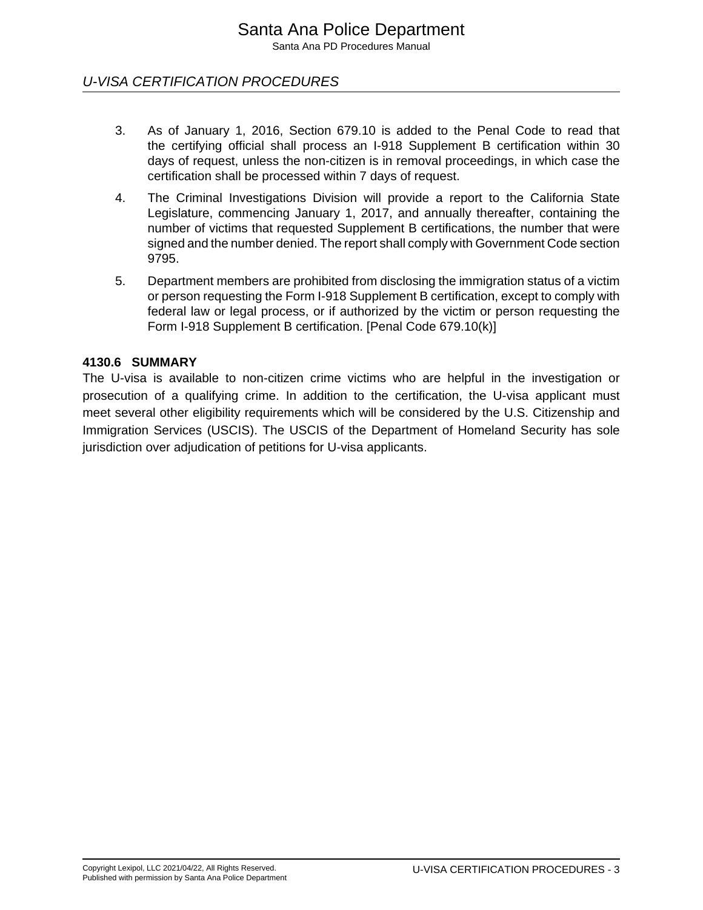3. As of January 1, 2016, Section 679.10 is added to the Penal Code to read that the certifying official shall process an I-918 Supplement B certification within 30 days of request, unless the non-citizen is in removal proceedings, in which case the certification shall be processed within 7 days of request.

4. The Criminal Investigations Division will provide a report to the California State Legislature, commencing January 1, 2017, and annually thereafter, containing the number of victims that requested Supplement B certifications, the number that were signed and the number denied. The report shall comply with Government Code section 9795.

5. Department members are prohibited from disclosing the immigration status of a victim or person requesting the Form I-918 Supplement B certification, except to comply with federal law or legal process, or if authorized by the victim or person requesting the Form I-918 Supplement B certification. [Penal Code 679.10(k)]

### 4130.6 SUMMARY

The U-visa is available to non-citizen crime victims who are helpful in the investigation or prosecution of a qualifying crime. In addition to the certification, the U-visa applicant must meet several other eligibility requirements which will be considered by the U.S. Citizenship and Immigration Services (USCIS). The USCIS of the Department of Homeland Security has sole jurisdiction over adjudication of petitions for U-visa applicants.